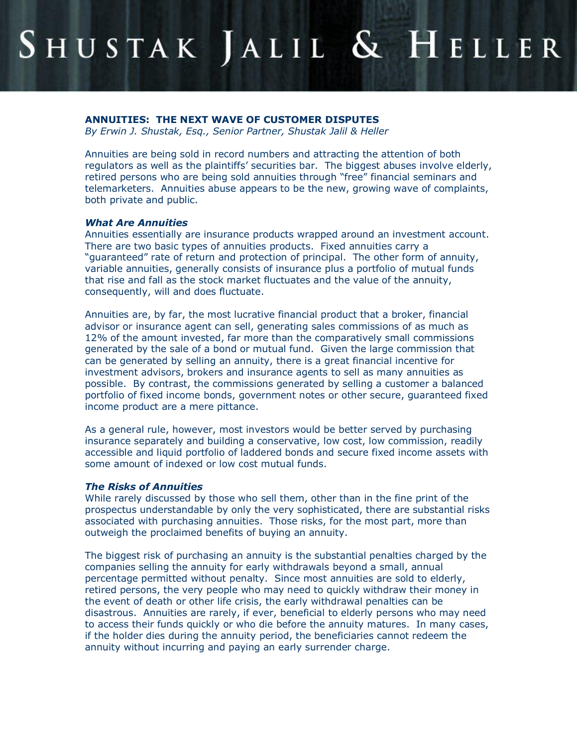# SHUSTAK JALIL & HELLER

## ANNUITIES: THE NEXT WAVE OF CUSTOMER DISPUTES

*By Erwin J. Shustak, Esq., Senior Partner, Shustak Jalil & Heller*

Annuities are being sold in record numbers and attracting the attention of both regulators as well as the plaintiffs' securities bar. The biggest abuses involve elderly, retired persons who are being sold annuities through "free" financial seminars and telemarketers. Annuities abuse appears to be the new, growing wave of complaints, both private and public.

### *What Are Annuities*

Annuities essentially are insurance products wrapped around an investment account. There are two basic types of annuities products. Fixed annuities carry a "guaranteed" rate of return and protection of principal. The other form of annuity, variable annuities, generally consists of insurance plus a portfolio of mutual funds that rise and fall as the stock market fluctuates and the value of the annuity, consequently, will and does fluctuate.

Annuities are, by far, the most lucrative financial product that a broker, financial advisor or insurance agent can sell, generating sales commissions of as much as 12% of the amount invested, far more than the comparatively small commissions generated by the sale of a bond or mutual fund. Given the large commission that can be generated by selling an annuity, there is a great financial incentive for investment advisors, brokers and insurance agents to sell as many annuities as possible. By contrast, the commissions generated by selling a customer a balanced portfolio of fixed income bonds, government notes or other secure, guaranteed fixed income product are a mere pittance.

As a general rule, however, most investors would be better served by purchasing insurance separately and building a conservative, low cost, low commission, readily accessible and liquid portfolio of laddered bonds and secure fixed income assets with some amount of indexed or low cost mutual funds.

### *The Risks of Annuities*

While rarely discussed by those who sell them, other than in the fine print of the prospectus understandable by only the very sophisticated, there are substantial risks associated with purchasing annuities. Those risks, for the most part, more than outweigh the proclaimed benefits of buying an annuity.

The biggest risk of purchasing an annuity is the substantial penalties charged by the companies selling the annuity for early withdrawals beyond a small, annual percentage permitted without penalty. Since most annuities are sold to elderly, retired persons, the very people who may need to quickly withdraw their money in the event of death or other life crisis, the early withdrawal penalties can be disastrous. Annuities are rarely, if ever, beneficial to elderly persons who may need to access their funds quickly or who die before the annuity matures. In many cases, if the holder dies during the annuity period, the beneficiaries cannot redeem the annuity without incurring and paying an early surrender charge.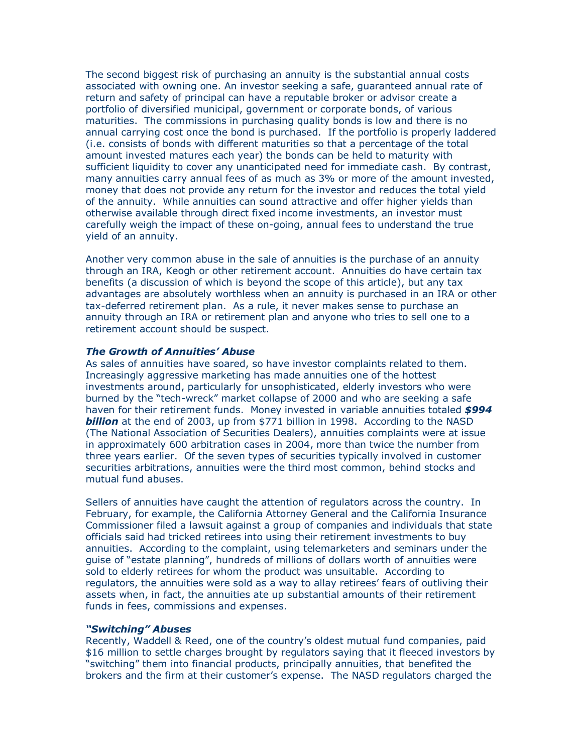The second biggest risk of purchasing an annuity is the substantial annual costs associated with owning one. An investor seeking a safe, guaranteed annual rate of return and safety of principal can have a reputable broker or advisor create a portfolio of diversified municipal, government or corporate bonds, of various maturities. The commissions in purchasing quality bonds is low and there is no annual carrying cost once the bond is purchased. If the portfolio is properly laddered (i.e. consists of bonds with different maturities so that a percentage of the total amount invested matures each year) the bonds can be held to maturity with sufficient liquidity to cover any unanticipated need for immediate cash. By contrast, many annuities carry annual fees of as much as 3% or more of the amount invested, money that does not provide any return for the investor and reduces the total yield of the annuity. While annuities can sound attractive and offer higher yields than otherwise available through direct fixed income investments, an investor must carefully weigh the impact of these on-going, annual fees to understand the true yield of an annuity.

Another very common abuse in the sale of annuities is the purchase of an annuity through an IRA, Keogh or other retirement account. Annuities do have certain tax benefits (a discussion of which is beyond the scope of this article), but any tax advantages are absolutely worthless when an annuity is purchased in an IRA or other tax-deferred retirement plan. As a rule, it never makes sense to purchase an annuity through an IRA or retirement plan and anyone who tries to sell one to a retirement account should be suspect.

### *The Growth of Annuities' Abuse*

As sales of annuities have soared, so have investor complaints related to them. Increasingly aggressive marketing has made annuities one of the hottest investments around, particularly for unsophisticated, elderly investors who were burned by the "tech-wreck" market collapse of 2000 and who are seeking a safe haven for their retirement funds. Money invested in variable annuities totaled ***$994 billion*** at the end of 2003, up from $771 billion in 1998. According to the NASD (The National Association of Securities Dealers), annuities complaints were at issue in approximately 600 arbitration cases in 2004, more than twice the number from three years earlier. Of the seven types of securities typically involved in customer securities arbitrations, annuities were the third most common, behind stocks and mutual fund abuses.

Sellers of annuities have caught the attention of regulators across the country. In February, for example, the California Attorney General and the California Insurance Commissioner filed a lawsuit against a group of companies and individuals that state officials said had tricked retirees into using their retirement investments to buy annuities. According to the complaint, using telemarketers and seminars under the guise of "estate planning", hundreds of millions of dollars worth of annuities were sold to elderly retirees for whom the product was unsuitable. According to regulators, the annuities were sold as a way to allay retirees' fears of outliving their assets when, in fact, the annuities ate up substantial amounts of their retirement funds in fees, commissions and expenses.

### *"Switching" Abuses*

Recently, Waddell & Reed, one of the country's oldest mutual fund companies, paid $16 million to settle charges brought by regulators saying that it fleeced investors by "switching" them into financial products, principally annuities, that benefited the brokers and the firm at their customer's expense. The NASD regulators charged the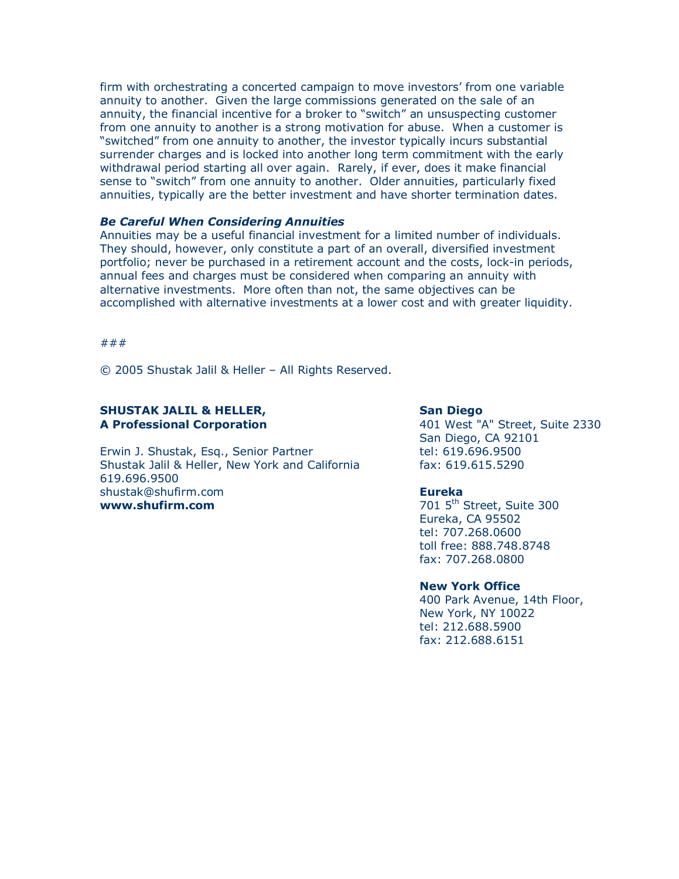firm with orchestrating a concerted campaign to move investors' from one variable annuity to another. Given the large commissions generated on the sale of an annuity, the financial incentive for a broker to "switch" an unsuspecting customer from one annuity to another is a strong motivation for abuse. When a customer is "switched" from one annuity to another, the investor typically incurs substantial surrender charges and is locked into another long term commitment with the early withdrawal period starting all over again. Rarely, if ever, does it make financial sense to "switch" from one annuity to another. Older annuities, particularly fixed annuities, typically are the better investment and have shorter termination dates.

***Be Careful When Considering Annuities***

Annuities may be a useful financial investment for a limited number of individuals. They should, however, only constitute a part of an overall, diversified investment portfolio; never be purchased in a retirement account and the costs, lock-in periods, annual fees and charges must be considered when comparing an annuity with alternative investments. More often than not, the same objectives can be accomplished with alternative investments at a lower cost and with greater liquidity.

###

© 2005 Shustak Jalil & Heller – All Rights Reserved.

**SHUSTAK JALIL & HELLER,**
**A Professional Corporation**

Erwin J. Shustak, Esq., Senior Partner
Shustak Jalil & Heller, New York and California
619.696.9500
shustak@shufirm.com
**www.shufirm.com**

**San Diego**
401 West "A" Street, Suite 2330
San Diego, CA 92101
tel: 619.696.9500
fax: 619.615.5290

**Eureka**
701 5th Street, Suite 300
Eureka, CA 95502
tel: 707.268.0600
toll free: 888.748.8748
fax: 707.268.0800

**New York Office**
400 Park Avenue, 14th Floor,
New York, NY 10022
tel: 212.688.5900
fax: 212.688.6151